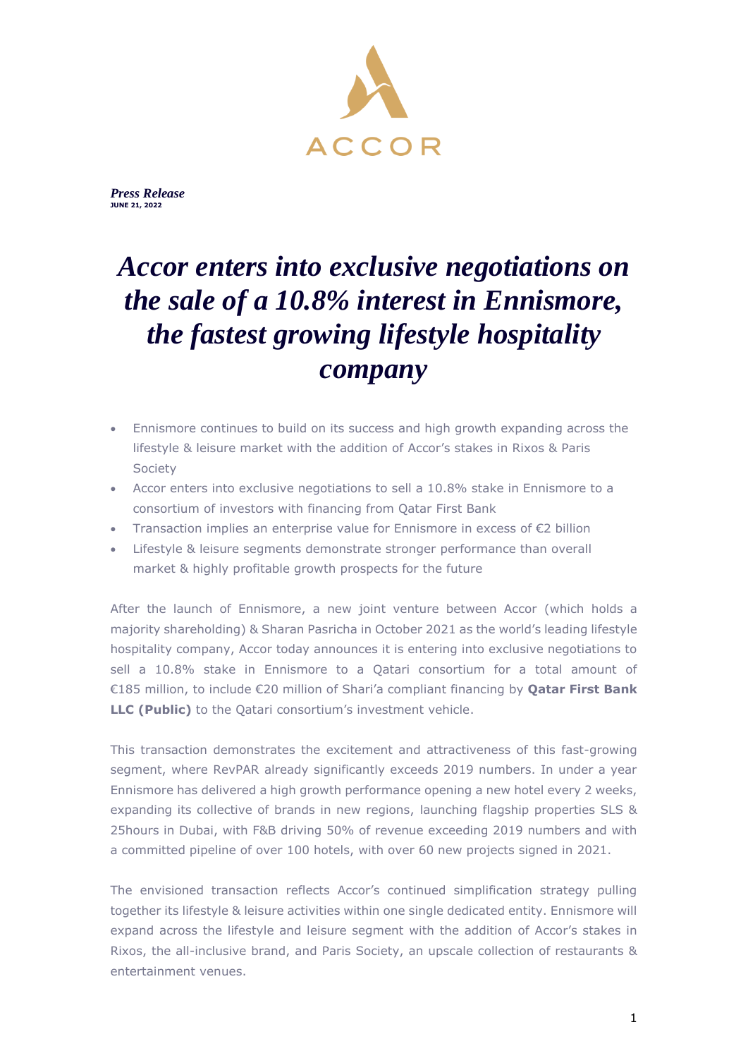ACCOR

*Press Release*
**JUNE 21, 2022**

# *Accor enters into exclusive negotiations on the sale of a 10.8% interest in Ennismore, the fastest growing lifestyle hospitality company*

- Ennismore continues to build on its success and high growth expanding across the lifestyle & leisure market with the addition of Accor's stakes in Rixos & Paris Society
- Accor enters into exclusive negotiations to sell a 10.8% stake in Ennismore to a consortium of investors with financing from Qatar First Bank
- Transaction implies an enterprise value for Ennismore in excess of €2 billion
- Lifestyle & leisure segments demonstrate stronger performance than overall market & highly profitable growth prospects for the future

After the launch of Ennismore, a new joint venture between Accor (which holds a majority shareholding) & Sharan Pasricha in October 2021 as the world's leading lifestyle hospitality company, Accor today announces it is entering into exclusive negotiations to sell a 10.8% stake in Ennismore to a Qatari consortium for a total amount of €185 million, to include €20 million of Shari'a compliant financing by **Qatar First Bank LLC (Public)** to the Qatari consortium's investment vehicle.

This transaction demonstrates the excitement and attractiveness of this fast-growing segment, where RevPAR already significantly exceeds 2019 numbers. In under a year Ennismore has delivered a high growth performance opening a new hotel every 2 weeks, expanding its collective of brands in new regions, launching flagship properties SLS & 25hours in Dubai, with F&B driving 50% of revenue exceeding 2019 numbers and with a committed pipeline of over 100 hotels, with over 60 new projects signed in 2021.

The envisioned transaction reflects Accor's continued simplification strategy pulling together its lifestyle & leisure activities within one single dedicated entity. Ennismore will expand across the lifestyle and leisure segment with the addition of Accor's stakes in Rixos, the all-inclusive brand, and Paris Society, an upscale collection of restaurants & entertainment venues.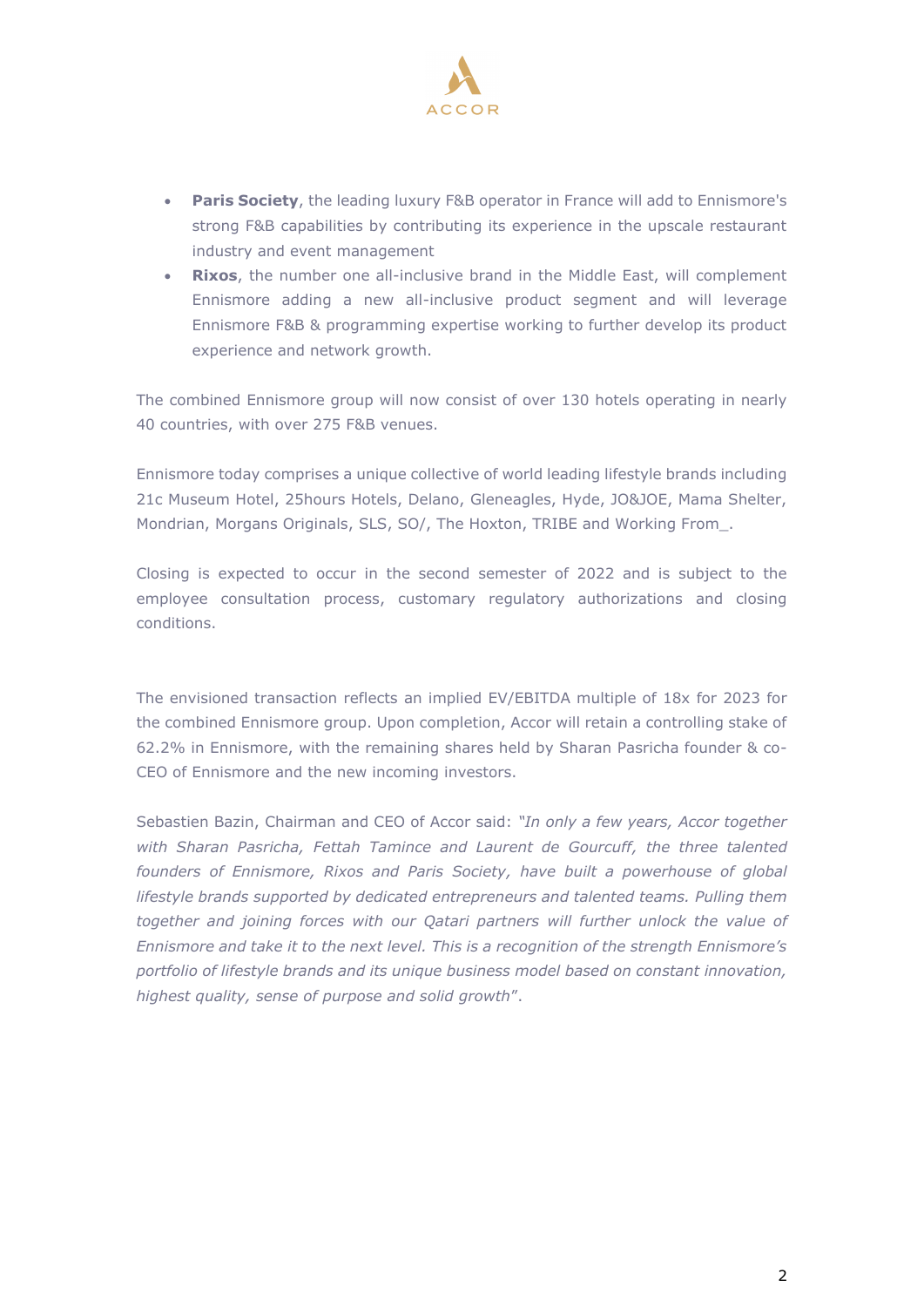- **Paris Society**, the leading luxury F&B operator in France will add to Ennismore's strong F&B capabilities by contributing its experience in the upscale restaurant industry and event management
- **Rixos**, the number one all-inclusive brand in the Middle East, will complement Ennismore adding a new all-inclusive product segment and will leverage Ennismore F&B & programming expertise working to further develop its product experience and network growth.

The combined Ennismore group will now consist of over 130 hotels operating in nearly 40 countries, with over 275 F&B venues.

Ennismore today comprises a unique collective of world leading lifestyle brands including 21c Museum Hotel, 25hours Hotels, Delano, Gleneagles, Hyde, JO&JOE, Mama Shelter, Mondrian, Morgans Originals, SLS, SO/, The Hoxton, TRIBE and Working From_.

Closing is expected to occur in the second semester of 2022 and is subject to the employee consultation process, customary regulatory authorizations and closing conditions.

The envisioned transaction reflects an implied EV/EBITDA multiple of 18x for 2023 for the combined Ennismore group. Upon completion, Accor will retain a controlling stake of 62.2% in Ennismore, with the remaining shares held by Sharan Pasricha founder & co-CEO of Ennismore and the new incoming investors.

Sebastien Bazin, Chairman and CEO of Accor said: *"In only a few years, Accor together with Sharan Pasricha, Fettah Tamince and Laurent de Gourcuff, the three talented founders of Ennismore, Rixos and Paris Society, have built a powerhouse of global lifestyle brands supported by dedicated entrepreneurs and talented teams. Pulling them together and joining forces with our Qatari partners will further unlock the value of Ennismore and take it to the next level. This is a recognition of the strength Ennismore's portfolio of lifestyle brands and its unique business model based on constant innovation, highest quality, sense of purpose and solid growth*".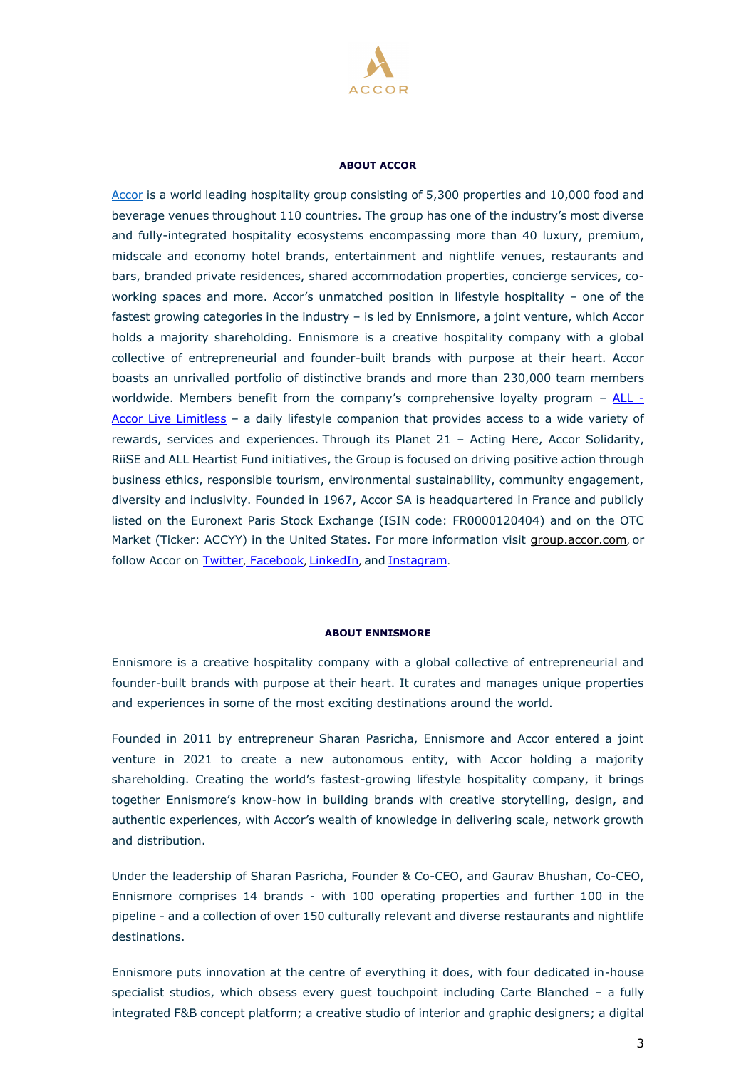## ABOUT ACCOR

Accor is a world leading hospitality group consisting of 5,300 properties and 10,000 food and beverage venues throughout 110 countries. The group has one of the industry's most diverse and fully-integrated hospitality ecosystems encompassing more than 40 luxury, premium, midscale and economy hotel brands, entertainment and nightlife venues, restaurants and bars, branded private residences, shared accommodation properties, concierge services, co-working spaces and more. Accor's unmatched position in lifestyle hospitality – one of the fastest growing categories in the industry – is led by Ennismore, a joint venture, which Accor holds a majority shareholding. Ennismore is a creative hospitality company with a global collective of entrepreneurial and founder-built brands with purpose at their heart. Accor boasts an unrivalled portfolio of distinctive brands and more than 230,000 team members worldwide. Members benefit from the company's comprehensive loyalty program – ALL - Accor Live Limitless – a daily lifestyle companion that provides access to a wide variety of rewards, services and experiences. Through its Planet 21 – Acting Here, Accor Solidarity, RiiSE and ALL Heartist Fund initiatives, the Group is focused on driving positive action through business ethics, responsible tourism, environmental sustainability, community engagement, diversity and inclusivity. Founded in 1967, Accor SA is headquartered in France and publicly listed on the Euronext Paris Stock Exchange (ISIN code: FR0000120404) and on the OTC Market (Ticker: ACCYY) in the United States. For more information visit group.accor.com, or follow Accor on Twitter, Facebook, LinkedIn, and Instagram.

## ABOUT ENNISMORE

Ennismore is a creative hospitality company with a global collective of entrepreneurial and founder-built brands with purpose at their heart. It curates and manages unique properties and experiences in some of the most exciting destinations around the world.

Founded in 2011 by entrepreneur Sharan Pasricha, Ennismore and Accor entered a joint venture in 2021 to create a new autonomous entity, with Accor holding a majority shareholding. Creating the world's fastest-growing lifestyle hospitality company, it brings together Ennismore's know-how in building brands with creative storytelling, design, and authentic experiences, with Accor's wealth of knowledge in delivering scale, network growth and distribution.

Under the leadership of Sharan Pasricha, Founder & Co-CEO, and Gaurav Bhushan, Co-CEO, Ennismore comprises 14 brands - with 100 operating properties and further 100 in the pipeline - and a collection of over 150 culturally relevant and diverse restaurants and nightlife destinations.

Ennismore puts innovation at the centre of everything it does, with four dedicated in-house specialist studios, which obsess every guest touchpoint including Carte Blanched – a fully integrated F&B concept platform; a creative studio of interior and graphic designers; a digital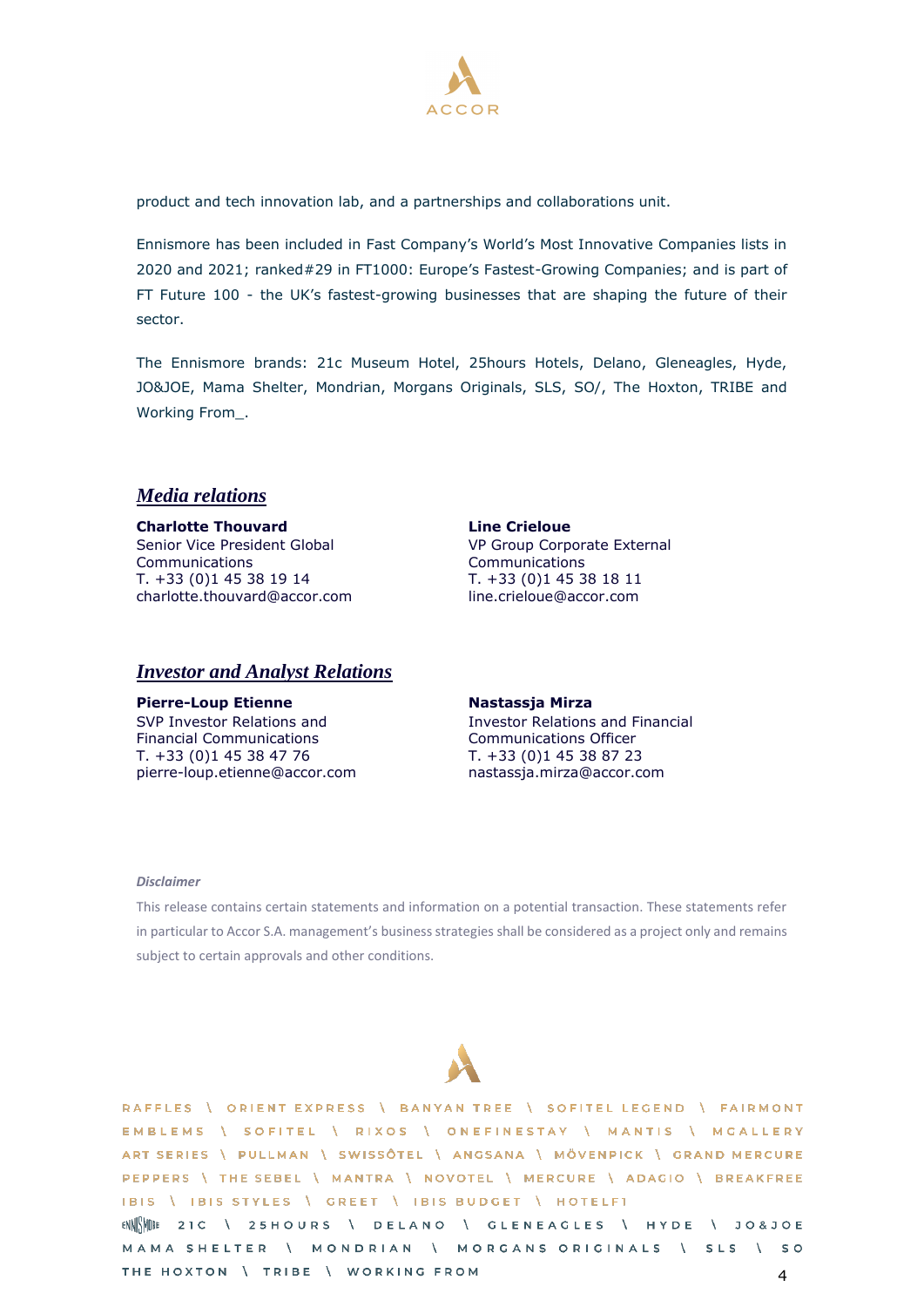product and tech innovation lab, and a partnerships and collaborations unit.

Ennismore has been included in Fast Company's World's Most Innovative Companies lists in 2020 and 2021; ranked#29 in FT1000: Europe's Fastest-Growing Companies; and is part of FT Future 100 - the UK's fastest-growing businesses that are shaping the future of their sector.

The Ennismore brands: 21c Museum Hotel, 25hours Hotels, Delano, Gleneagles, Hyde, JO&JOE, Mama Shelter, Mondrian, Morgans Originals, SLS, SO/, The Hoxton, TRIBE and Working From_.

## *Media relations*

**Charlotte Thouvard**
Senior Vice President Global Communications
T. +33 (0)1 45 38 19 14
charlotte.thouvard@accor.com

**Line Crieloue**
VP Group Corporate External Communications
T. +33 (0)1 45 38 18 11
line.crieloue@accor.com

## *Investor and Analyst Relations*

**Pierre-Loup Etienne**
SVP Investor Relations and Financial Communications
T. +33 (0)1 45 38 47 76
pierre-loup.etienne@accor.com

**Nastassja Mirza**
Investor Relations and Financial Communications Officer
T. +33 (0)1 45 38 87 23
nastassja.mirza@accor.com

***Disclaimer***

This release contains certain statements and information on a potential transaction. These statements refer in particular to Accor S.A. management's business strategies shall be considered as a project only and remains subject to certain approvals and other conditions.

RAFFLES \ ORIENT EXPRESS \ BANYAN TREE \ SOFITEL LEGEND \ FAIRMONT
EMBLEMS \ SOFITEL \ RIXOS \ ONEFINESTAY \ MANTIS \ MGALLERY
ART SERIES \ PULLMAN \ SWISSÔTEL \ ANGSANA \ MÖVENPICK \ GRAND MERCURE
PEPPERS \ THE SEBEL \ MANTRA \ NOVOTEL \ MERCURE \ ADAGIO \ BREAKFREE
IBIS \ IBIS STYLES \ GREET \ IBIS BUDGET \ HOTELF1
ENNISMORE 21C \ 25HOURS \ DELANO \ GLENEAGLES \ HYDE \ JO&JOE
MAMA SHELTER \ MONDRIAN \ MORGANS ORIGINALS \ SLS \ SO
THE HOXTON \ TRIBE \ WORKING FROM